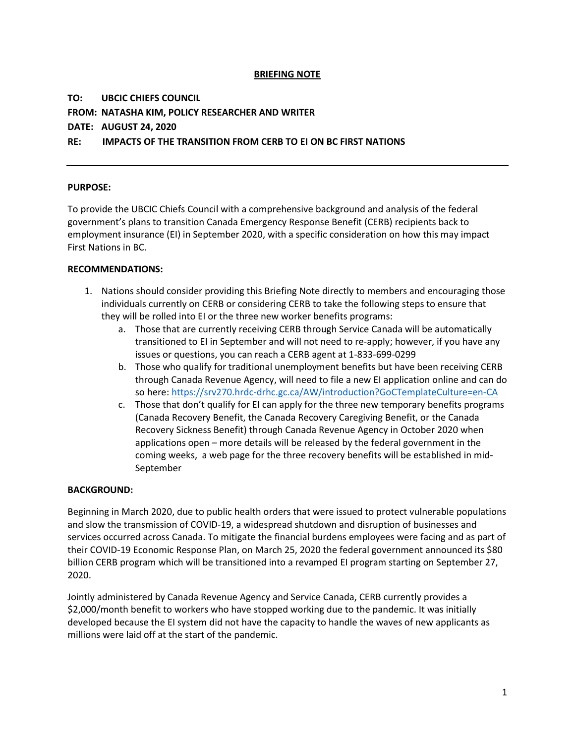# BRIEFING NOTE

**TO: UBCIC CHIEFS COUNCIL**
**FROM: NATASHA KIM, POLICY RESEARCHER AND WRITER**
**DATE: AUGUST 24, 2020**
**RE: IMPACTS OF THE TRANSITION FROM CERB TO EI ON BC FIRST NATIONS**

---

**PURPOSE:**

To provide the UBCIC Chiefs Council with a comprehensive background and analysis of the federal government's plans to transition Canada Emergency Response Benefit (CERB) recipients back to employment insurance (EI) in September 2020, with a specific consideration on how this may impact First Nations in BC.

**RECOMMENDATIONS:**

1. Nations should consider providing this Briefing Note directly to members and encouraging those individuals currently on CERB or considering CERB to take the following steps to ensure that they will be rolled into EI or the three new worker benefits programs:
    a. Those that are currently receiving CERB through Service Canada will be automatically transitioned to EI in September and will not need to re-apply; however, if you have any issues or questions, you can reach a CERB agent at 1-833-699-0299
    b. Those who qualify for traditional unemployment benefits but have been receiving CERB through Canada Revenue Agency, will need to file a new EI application online and can do so here: https://srv270.hrdc-drhc.gc.ca/AW/introduction?GoCTemplateCulture=en-CA
    c. Those that don't qualify for EI can apply for the three new temporary benefits programs (Canada Recovery Benefit, the Canada Recovery Caregiving Benefit, or the Canada Recovery Sickness Benefit) through Canada Revenue Agency in October 2020 when applications open – more details will be released by the federal government in the coming weeks, a web page for the three recovery benefits will be established in mid-September

**BACKGROUND:**

Beginning in March 2020, due to public health orders that were issued to protect vulnerable populations and slow the transmission of COVID-19, a widespread shutdown and disruption of businesses and services occurred across Canada. To mitigate the financial burdens employees were facing and as part of their COVID-19 Economic Response Plan, on March 25, 2020 the federal government announced its $80 billion CERB program which will be transitioned into a revamped EI program starting on September 27, 2020.

Jointly administered by Canada Revenue Agency and Service Canada, CERB currently provides a $2,000/month benefit to workers who have stopped working due to the pandemic. It was initially developed because the EI system did not have the capacity to handle the waves of new applicants as millions were laid off at the start of the pandemic.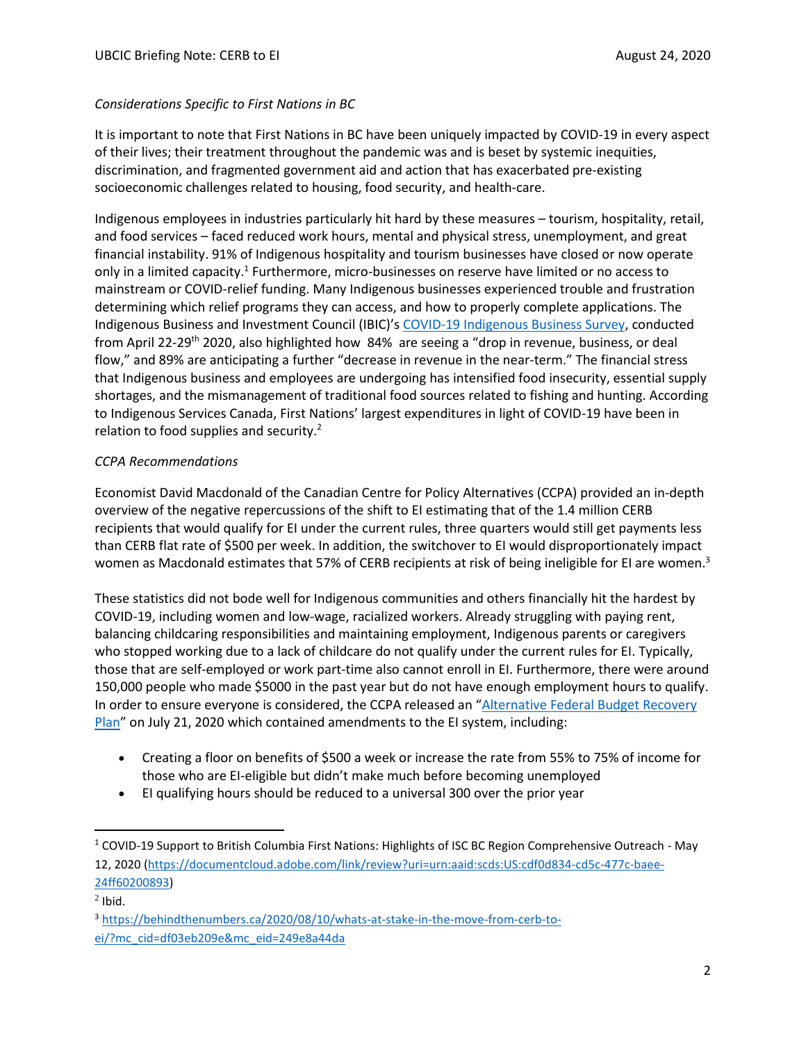*Considerations Specific to First Nations in BC*

It is important to note that First Nations in BC have been uniquely impacted by COVID-19 in every aspect of their lives; their treatment throughout the pandemic was and is beset by systemic inequities, discrimination, and fragmented government aid and action that has exacerbated pre-existing socioeconomic challenges related to housing, food security, and health-care.

Indigenous employees in industries particularly hit hard by these measures – tourism, hospitality, retail, and food services – faced reduced work hours, mental and physical stress, unemployment, and great financial instability. 91% of Indigenous hospitality and tourism businesses have closed or now operate only in a limited capacity.[1] Furthermore, micro-businesses on reserve have limited or no access to mainstream or COVID-relief funding. Many Indigenous businesses experienced trouble and frustration determining which relief programs they can access, and how to properly complete applications. The Indigenous Business and Investment Council (IBIC)'s [COVID-19 Indigenous Business Survey](), conducted from April 22-29th 2020, also highlighted how 84% are seeing a "drop in revenue, business, or deal flow," and 89% are anticipating a further "decrease in revenue in the near-term." The financial stress that Indigenous business and employees are undergoing has intensified food insecurity, essential supply shortages, and the mismanagement of traditional food sources related to fishing and hunting. According to Indigenous Services Canada, First Nations' largest expenditures in light of COVID-19 have been in relation to food supplies and security.[2]

*CCPA Recommendations*

Economist David Macdonald of the Canadian Centre for Policy Alternatives (CCPA) provided an in-depth overview of the negative repercussions of the shift to EI estimating that of the 1.4 million CERB recipients that would qualify for EI under the current rules, three quarters would still get payments less than CERB flat rate of $500 per week. In addition, the switchover to EI would disproportionately impact women as Macdonald estimates that 57% of CERB recipients at risk of being ineligible for EI are women.[3]

These statistics did not bode well for Indigenous communities and others financially hit the hardest by COVID-19, including women and low-wage, racialized workers. Already struggling with paying rent, balancing childcaring responsibilities and maintaining employment, Indigenous parents or caregivers who stopped working due to a lack of childcare do not qualify under the current rules for EI. Typically, those that are self-employed or work part-time also cannot enroll in EI. Furthermore, there were around 150,000 people who made $5000 in the past year but do not have enough employment hours to qualify. In order to ensure everyone is considered, the CCPA released an "[Alternative Federal Budget Recovery Plan]()" on July 21, 2020 which contained amendments to the EI system, including:

- Creating a floor on benefits of $500 a week or increase the rate from 55% to 75% of income for those who are EI-eligible but didn't make much before becoming unemployed
- EI qualifying hours should be reduced to a universal 300 over the prior year

---

[1] COVID-19 Support to British Columbia First Nations: Highlights of ISC BC Region Comprehensive Outreach - May 12, 2020 (https://documentcloud.adobe.com/link/review?uri=urn:aaid:scds:US:cdf0d834-cd5c-477c-baee-24ff60200893)

[2] Ibid.

[3] https://behindthenumbers.ca/2020/08/10/whats-at-stake-in-the-move-from-cerb-to-ei/?mc_cid=df03eb209e&mc_eid=249e8a44da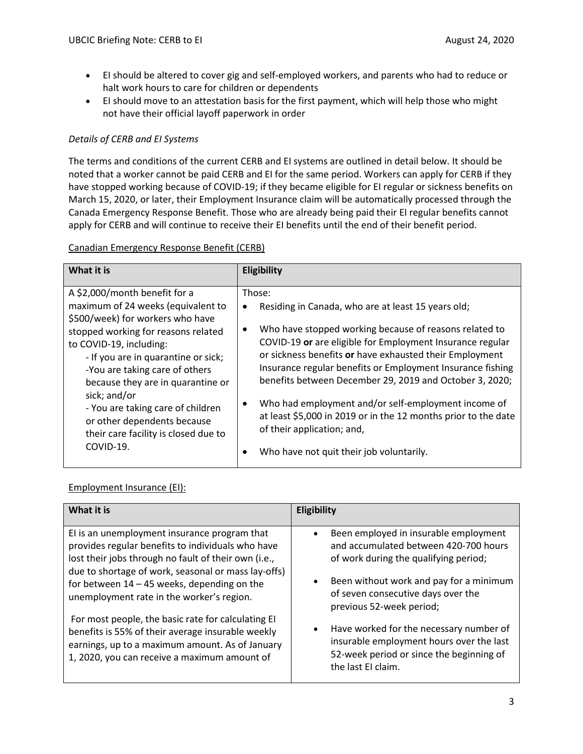- EI should be altered to cover gig and self-employed workers, and parents who had to reduce or halt work hours to care for children or dependents
- EI should move to an attestation basis for the first payment, which will help those who might not have their official layoff paperwork in order

*Details of CERB and EI Systems*

The terms and conditions of the current CERB and EI systems are outlined in detail below. It should be noted that a worker cannot be paid CERB and EI for the same period. Workers can apply for CERB if they have stopped working because of COVID-19; if they became eligible for EI regular or sickness benefits on March 15, 2020, or later, their Employment Insurance claim will be automatically processed through the Canada Emergency Response Benefit. Those who are already being paid their EI regular benefits cannot apply for CERB and will continue to receive their EI benefits until the end of their benefit period.

<u>Canadian Emergency Response Benefit (CERB)</u>

| What it is | Eligibility |
|---|---|
| A $2,000/month benefit for a maximum of 24 weeks (equivalent to $500/week) for workers who have stopped working for reasons related to COVID-19, including:<br>- If you are in quarantine or sick;<br>-You are taking care of others because they are in quarantine or sick; and/or<br>- You are taking care of children or other dependents because their care facility is closed due to COVID-19. | Those:<br>• Residing in Canada, who are at least 15 years old;<br>• Who have stopped working because of reasons related to COVID-19 **or** are eligible for Employment Insurance regular or sickness benefits **or** have exhausted their Employment Insurance regular benefits or Employment Insurance fishing benefits between December 29, 2019 and October 3, 2020;<br>• Who had employment and/or self-employment income of at least $5,000 in 2019 or in the 12 months prior to the date of their application; and,<br>• Who have not quit their job voluntarily. |

<u>Employment Insurance (EI):</u>

| What it is | Eligibility |
|---|---|
| EI is an unemployment insurance program that provides regular benefits to individuals who have lost their jobs through no fault of their own (i.e., due to shortage of work, seasonal or mass lay-offs) for between 14 – 45 weeks, depending on the unemployment rate in the worker's region.<br><br>For most people, the basic rate for calculating EI benefits is 55% of their average insurable weekly earnings, up to a maximum amount. As of January 1, 2020, you can receive a maximum amount of | • Been employed in insurable employment and accumulated between 420-700 hours of work during the qualifying period;<br>• Been without work and pay for a minimum of seven consecutive days over the previous 52-week period;<br>• Have worked for the necessary number of insurable employment hours over the last 52-week period or since the beginning of the last EI claim. |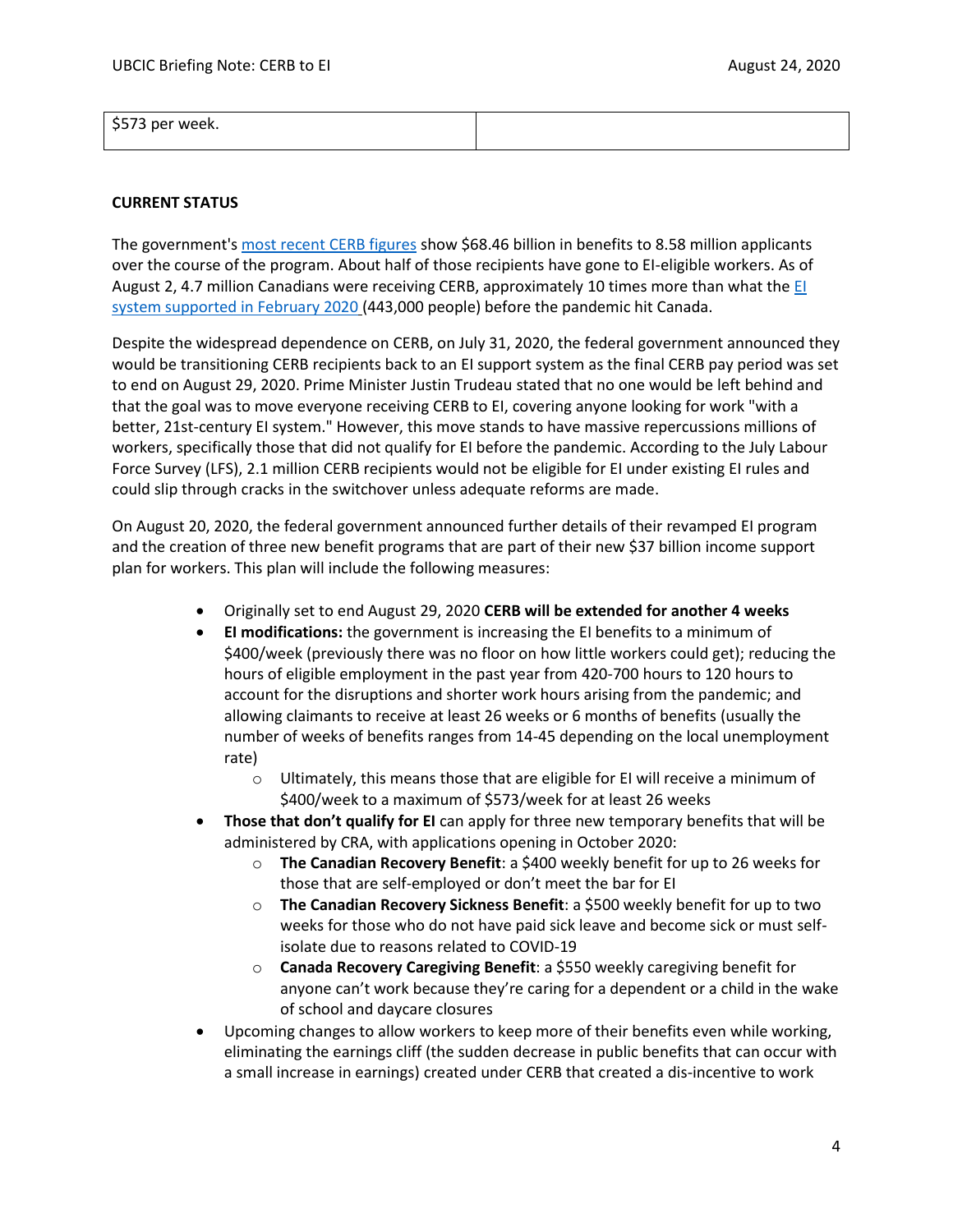| $573 per week. | |
|---|---|

**CURRENT STATUS**

The government's [most recent CERB figures](most recent CERB figures) show $68.46 billion in benefits to 8.58 million applicants over the course of the program. About half of those recipients have gone to EI-eligible workers. As of August 2, 4.7 million Canadians were receiving CERB, approximately 10 times more than what the [EI system supported in February 2020](EI system supported in February 2020) (443,000 people) before the pandemic hit Canada.

Despite the widespread dependence on CERB, on July 31, 2020, the federal government announced they would be transitioning CERB recipients back to an EI support system as the final CERB pay period was set to end on August 29, 2020. Prime Minister Justin Trudeau stated that no one would be left behind and that the goal was to move everyone receiving CERB to EI, covering anyone looking for work "with a better, 21st-century EI system." However, this move stands to have massive repercussions millions of workers, specifically those that did not qualify for EI before the pandemic. According to the July Labour Force Survey (LFS), 2.1 million CERB recipients would not be eligible for EI under existing EI rules and could slip through cracks in the switchover unless adequate reforms are made.

On August 20, 2020, the federal government announced further details of their revamped EI program and the creation of three new benefit programs that are part of their new $37 billion income support plan for workers. This plan will include the following measures:

- Originally set to end August 29, 2020 **CERB will be extended for another 4 weeks**
- **EI modifications:** the government is increasing the EI benefits to a minimum of $400/week (previously there was no floor on how little workers could get); reducing the hours of eligible employment in the past year from 420-700 hours to 120 hours to account for the disruptions and shorter work hours arising from the pandemic; and allowing claimants to receive at least 26 weeks or 6 months of benefits (usually the number of weeks of benefits ranges from 14-45 depending on the local unemployment rate)
  - Ultimately, this means those that are eligible for EI will receive a minimum of $400/week to a maximum of $573/week for at least 26 weeks
- **Those that don't qualify for EI** can apply for three new temporary benefits that will be administered by CRA, with applications opening in October 2020:
  - **The Canadian Recovery Benefit**: a $400 weekly benefit for up to 26 weeks for those that are self-employed or don't meet the bar for EI
  - **The Canadian Recovery Sickness Benefit**: a $500 weekly benefit for up to two weeks for those who do not have paid sick leave and become sick or must self-isolate due to reasons related to COVID-19
  - **Canada Recovery Caregiving Benefit**: a $550 weekly caregiving benefit for anyone can't work because they're caring for a dependent or a child in the wake of school and daycare closures
- Upcoming changes to allow workers to keep more of their benefits even while working, eliminating the earnings cliff (the sudden decrease in public benefits that can occur with a small increase in earnings) created under CERB that created a dis-incentive to work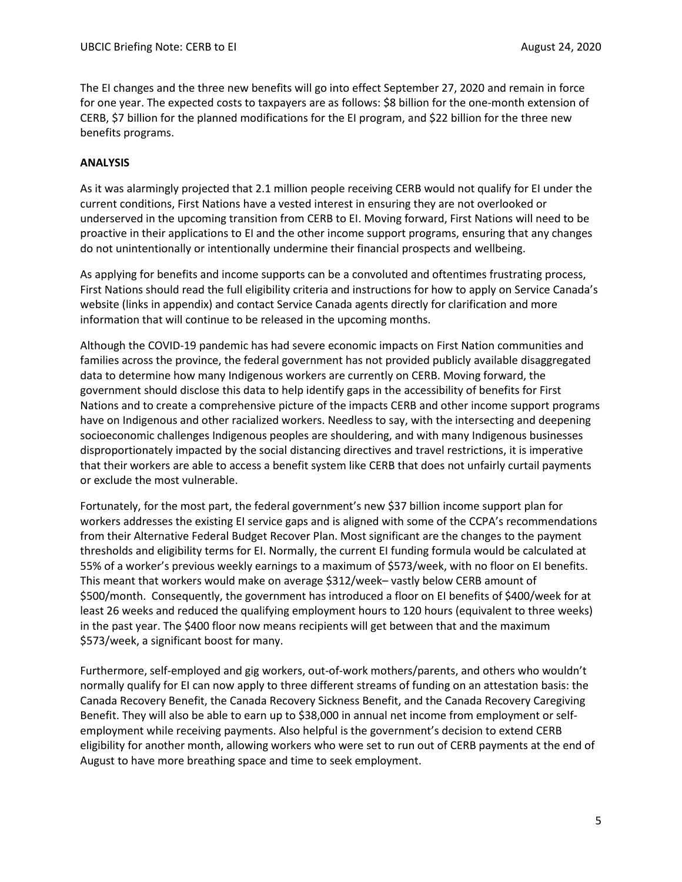The EI changes and the three new benefits will go into effect September 27, 2020 and remain in force for one year. The expected costs to taxpayers are as follows: $8 billion for the one-month extension of CERB, $7 billion for the planned modifications for the EI program, and $22 billion for the three new benefits programs.

**ANALYSIS**

As it was alarmingly projected that 2.1 million people receiving CERB would not qualify for EI under the current conditions, First Nations have a vested interest in ensuring they are not overlooked or underserved in the upcoming transition from CERB to EI. Moving forward, First Nations will need to be proactive in their applications to EI and the other income support programs, ensuring that any changes do not unintentionally or intentionally undermine their financial prospects and wellbeing.

As applying for benefits and income supports can be a convoluted and oftentimes frustrating process, First Nations should read the full eligibility criteria and instructions for how to apply on Service Canada's website (links in appendix) and contact Service Canada agents directly for clarification and more information that will continue to be released in the upcoming months.

Although the COVID-19 pandemic has had severe economic impacts on First Nation communities and families across the province, the federal government has not provided publicly available disaggregated data to determine how many Indigenous workers are currently on CERB. Moving forward, the government should disclose this data to help identify gaps in the accessibility of benefits for First Nations and to create a comprehensive picture of the impacts CERB and other income support programs have on Indigenous and other racialized workers. Needless to say, with the intersecting and deepening socioeconomic challenges Indigenous peoples are shouldering, and with many Indigenous businesses disproportionately impacted by the social distancing directives and travel restrictions, it is imperative that their workers are able to access a benefit system like CERB that does not unfairly curtail payments or exclude the most vulnerable.

Fortunately, for the most part, the federal government's new $37 billion income support plan for workers addresses the existing EI service gaps and is aligned with some of the CCPA's recommendations from their Alternative Federal Budget Recover Plan. Most significant are the changes to the payment thresholds and eligibility terms for EI. Normally, the current EI funding formula would be calculated at 55% of a worker's previous weekly earnings to a maximum of $573/week, with no floor on EI benefits. This meant that workers would make on average $312/week– vastly below CERB amount of $500/month. Consequently, the government has introduced a floor on EI benefits of $400/week for at least 26 weeks and reduced the qualifying employment hours to 120 hours (equivalent to three weeks) in the past year. The $400 floor now means recipients will get between that and the maximum $573/week, a significant boost for many.

Furthermore, self-employed and gig workers, out-of-work mothers/parents, and others who wouldn't normally qualify for EI can now apply to three different streams of funding on an attestation basis: the Canada Recovery Benefit, the Canada Recovery Sickness Benefit, and the Canada Recovery Caregiving Benefit. They will also be able to earn up to $38,000 in annual net income from employment or self-employment while receiving payments. Also helpful is the government's decision to extend CERB eligibility for another month, allowing workers who were set to run out of CERB payments at the end of August to have more breathing space and time to seek employment.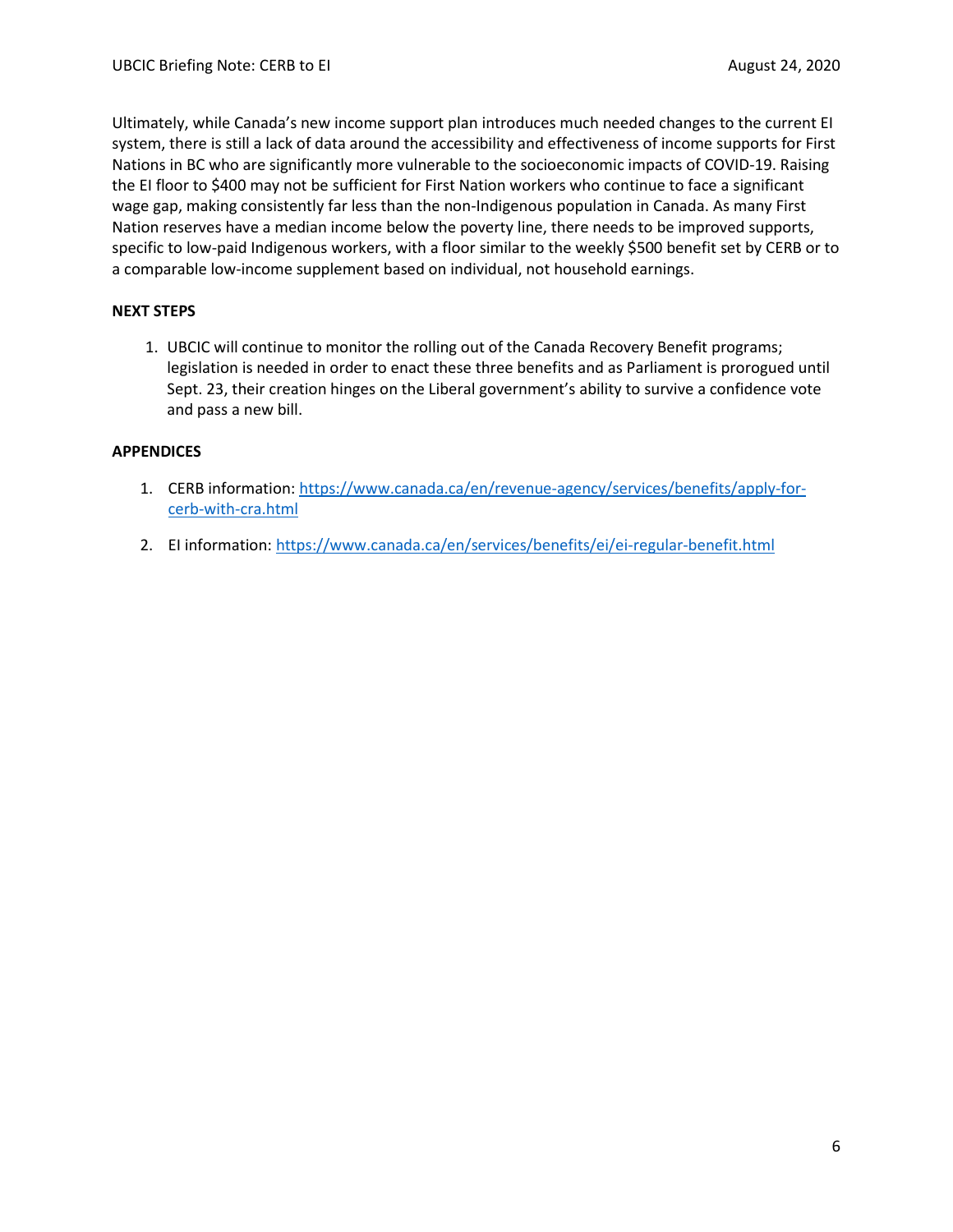Ultimately, while Canada's new income support plan introduces much needed changes to the current EI system, there is still a lack of data around the accessibility and effectiveness of income supports for First Nations in BC who are significantly more vulnerable to the socioeconomic impacts of COVID-19. Raising the EI floor to $400 may not be sufficient for First Nation workers who continue to face a significant wage gap, making consistently far less than the non-Indigenous population in Canada. As many First Nation reserves have a median income below the poverty line, there needs to be improved supports, specific to low-paid Indigenous workers, with a floor similar to the weekly $500 benefit set by CERB or to a comparable low-income supplement based on individual, not household earnings.

**NEXT STEPS**

1. UBCIC will continue to monitor the rolling out of the Canada Recovery Benefit programs; legislation is needed in order to enact these three benefits and as Parliament is prorogued until Sept. 23, their creation hinges on the Liberal government's ability to survive a confidence vote and pass a new bill.

**APPENDICES**

1. CERB information: https://www.canada.ca/en/revenue-agency/services/benefits/apply-for-cerb-with-cra.html
2. EI information: https://www.canada.ca/en/services/benefits/ei/ei-regular-benefit.html